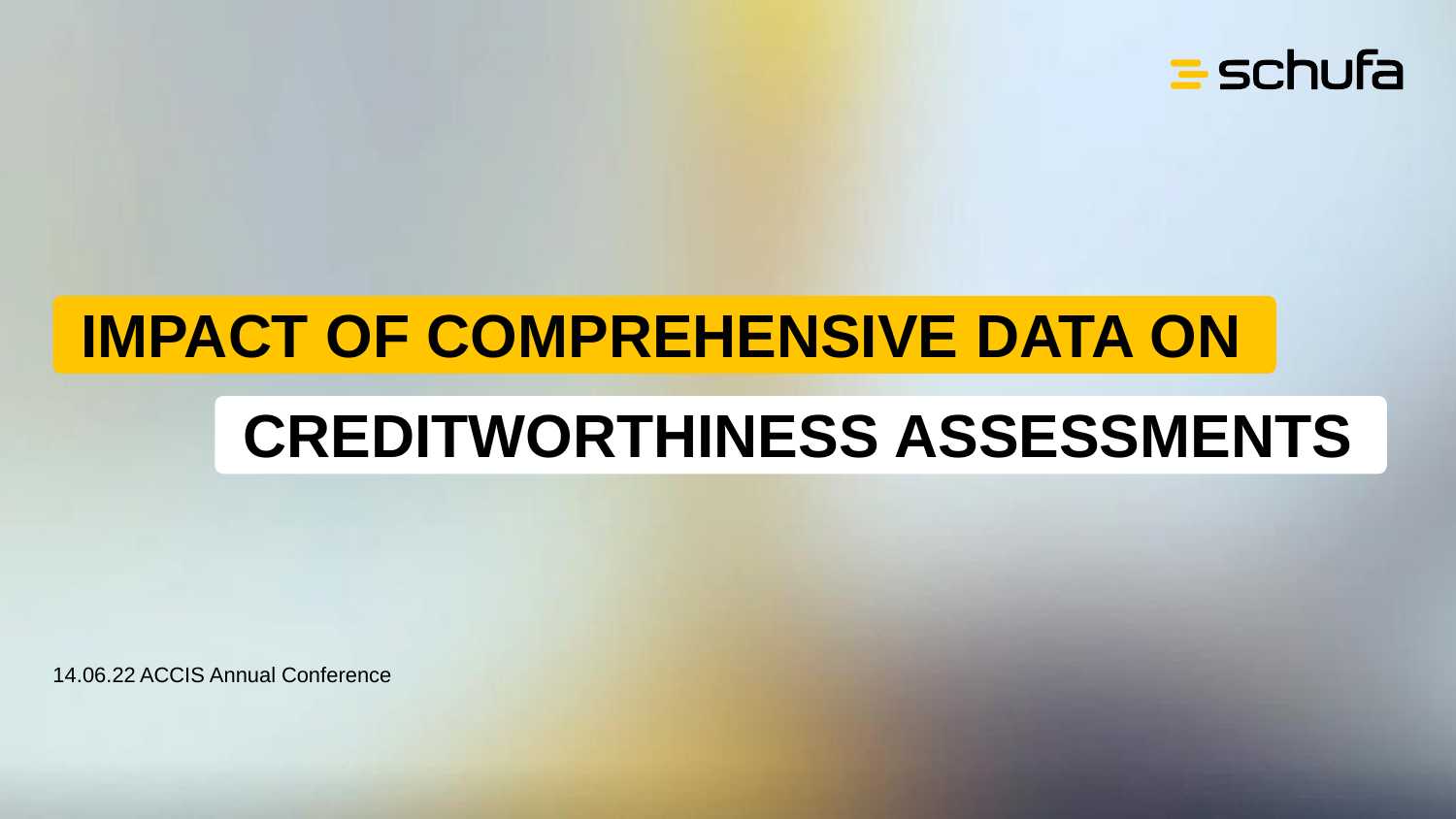schufa

# IMPACT OF COMPREHENSIVE DATA ON CREDITWORTHINESS ASSESSMENTS

14.06.22 ACCIS Annual Conference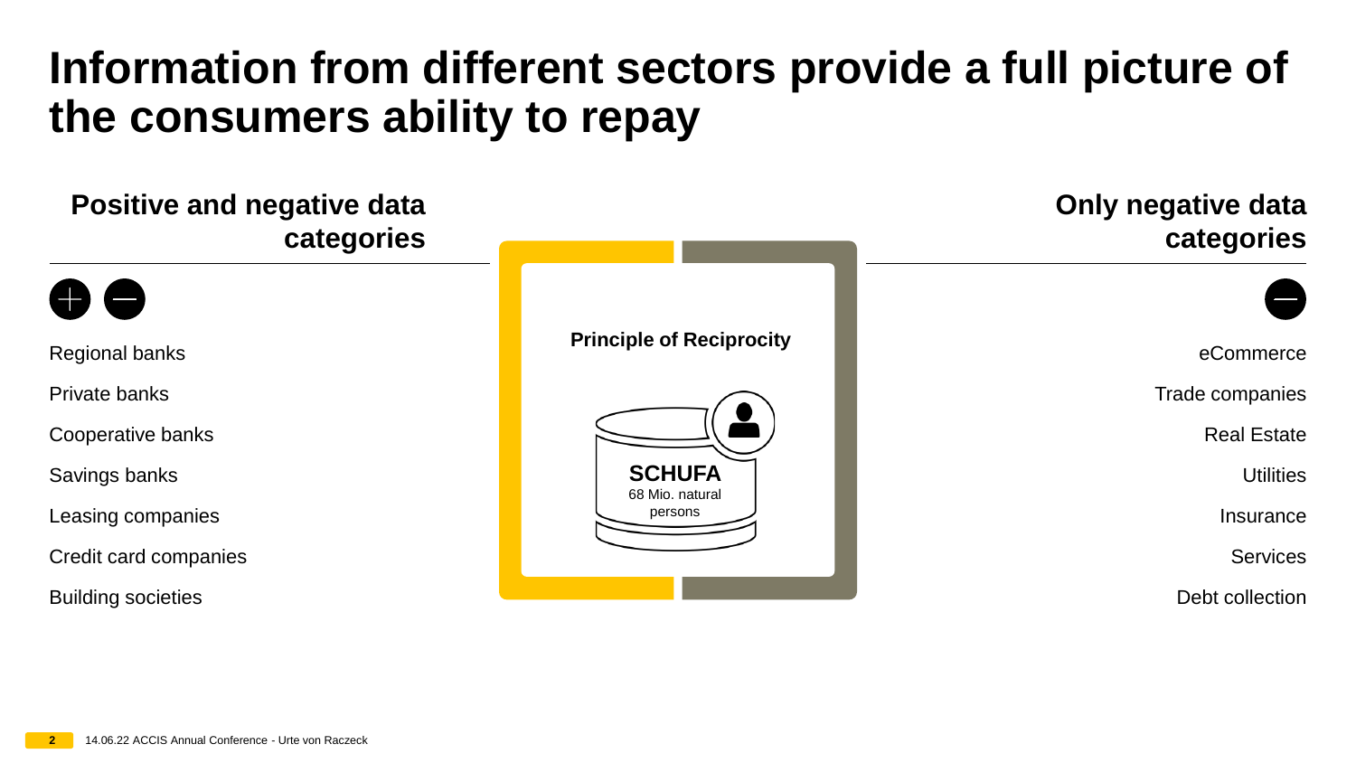# Information from different sectors provide a full picture of the consumers ability to repay

## Positive and negative data categories

- Regional banks
- Private banks
- Cooperative banks
- Savings banks
- Leasing companies
- Credit card companies
- Building societies

**Principle of Reciprocity**

**SCHUFA**
68 Mio. natural persons

## Only negative data categories

- eCommerce
- Trade companies
- Real Estate
- Utilities
- Insurance
- Services
- Debt collection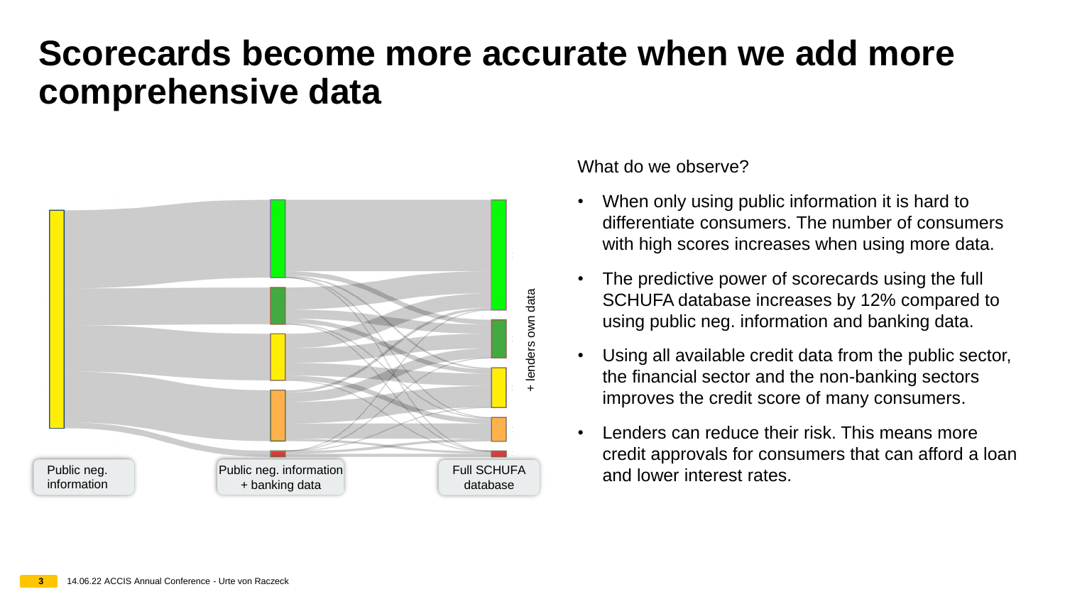# Scorecards become more accurate when we add more comprehensive data

Public neg. information

Public neg. information + banking data

Full SCHUFA database

+ lenders own data

What do we observe?

- When only using public information it is hard to differentiate consumers. The number of consumers with high scores increases when using more data.
- The predictive power of scorecards using the full SCHUFA database increases by 12% compared to using public neg. information and banking data.
- Using all available credit data from the public sector, the financial sector and the non-banking sectors improves the credit score of many consumers.
- Lenders can reduce their risk. This means more credit approvals for consumers that can afford a loan and lower interest rates.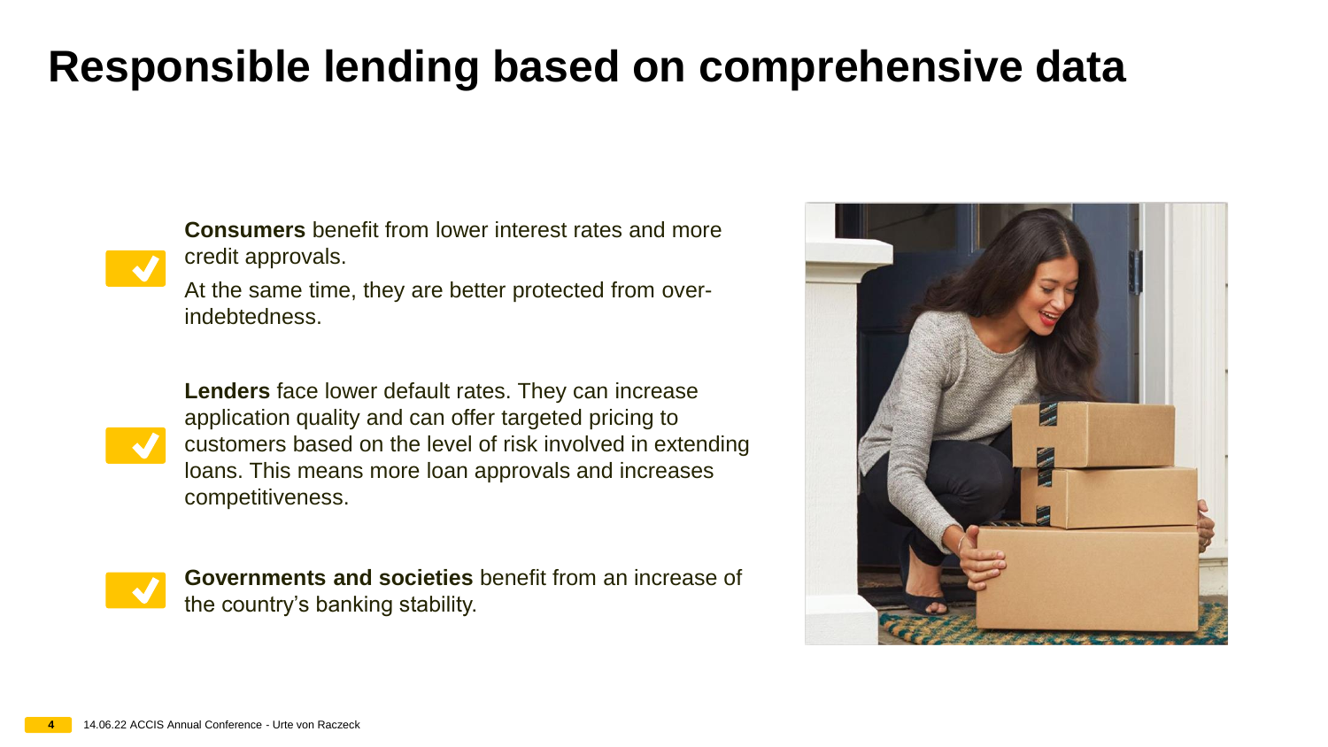# Responsible lending based on comprehensive data

**Consumers** benefit from lower interest rates and more credit approvals.

At the same time, they are better protected from over-indebtedness.

**Lenders** face lower default rates. They can increase application quality and can offer targeted pricing to customers based on the level of risk involved in extending loans. This means more loan approvals and increases competitiveness.

**Governments and societies** benefit from an increase of the country's banking stability.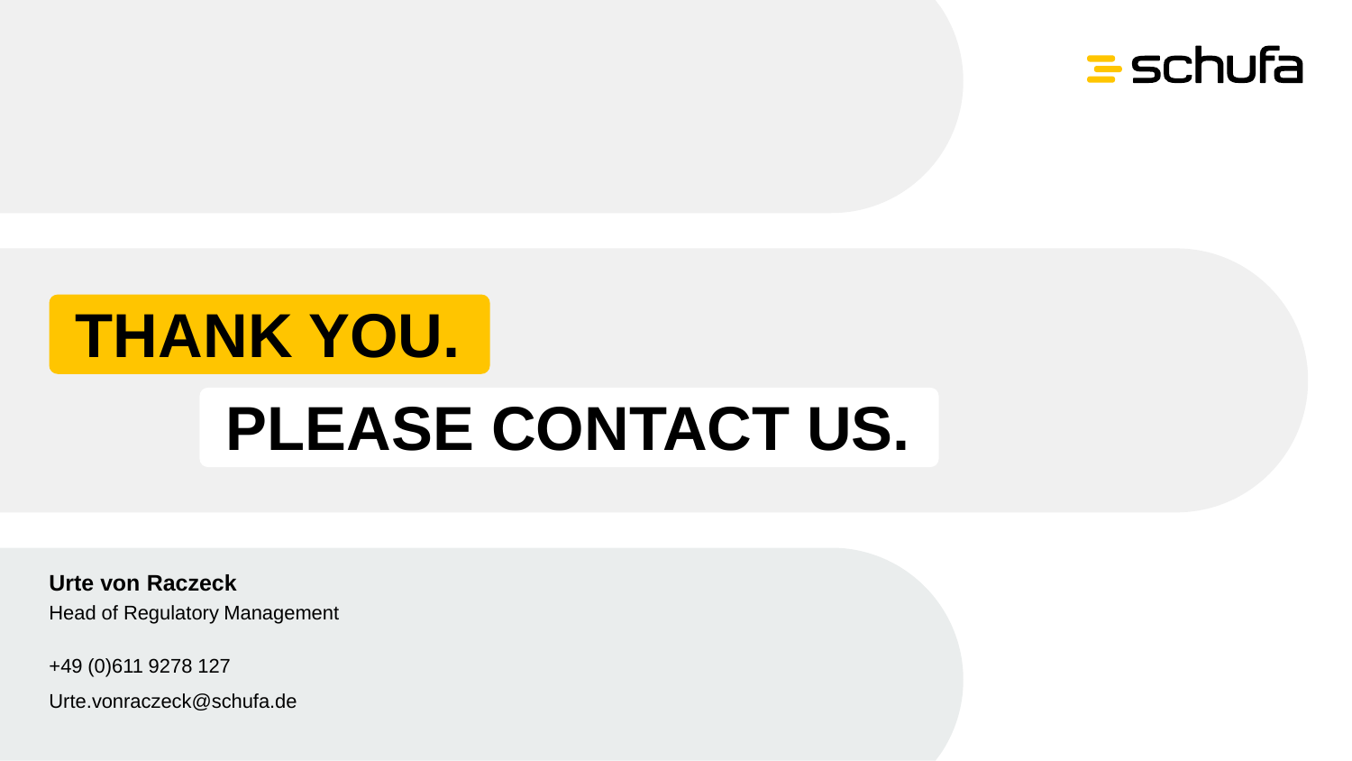schufa

# THANK YOU.

# PLEASE CONTACT US.

**Urte von Raczeck**
Head of Regulatory Management

+49 (0)611 9278 127

Urte.vonraczeck@schufa.de